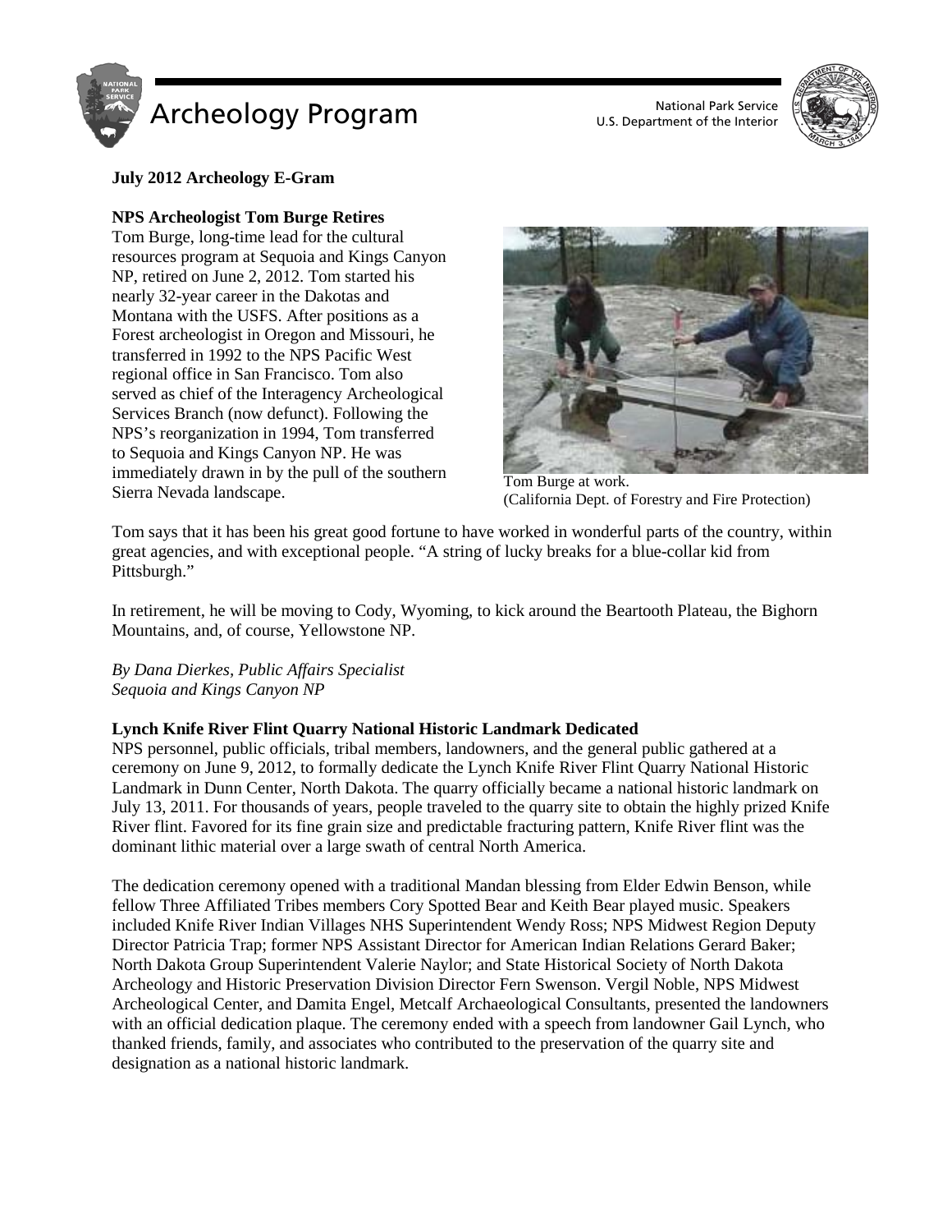# Archeology Program

National Park Service
U.S. Department of the Interior

**July 2012 Archeology E-Gram**

## NPS Archeologist Tom Burge Retires

Tom Burge, long-time lead for the cultural resources program at Sequoia and Kings Canyon NP, retired on June 2, 2012. Tom started his nearly 32-year career in the Dakotas and Montana with the USFS. After positions as a Forest archeologist in Oregon and Missouri, he transferred in 1992 to the NPS Pacific West regional office in San Francisco. Tom also served as chief of the Interagency Archeological Services Branch (now defunct). Following the NPS's reorganization in 1994, Tom transferred to Sequoia and Kings Canyon NP. He was immediately drawn in by the pull of the southern Sierra Nevada landscape.

Tom Burge at work.
(California Dept. of Forestry and Fire Protection)

Tom says that it has been his great good fortune to have worked in wonderful parts of the country, within great agencies, and with exceptional people. "A string of lucky breaks for a blue-collar kid from Pittsburgh."

In retirement, he will be moving to Cody, Wyoming, to kick around the Beartooth Plateau, the Bighorn Mountains, and, of course, Yellowstone NP.

*By Dana Dierkes, Public Affairs Specialist*
*Sequoia and Kings Canyon NP*

## Lynch Knife River Flint Quarry National Historic Landmark Dedicated

NPS personnel, public officials, tribal members, landowners, and the general public gathered at a ceremony on June 9, 2012, to formally dedicate the Lynch Knife River Flint Quarry National Historic Landmark in Dunn Center, North Dakota. The quarry officially became a national historic landmark on July 13, 2011. For thousands of years, people traveled to the quarry site to obtain the highly prized Knife River flint. Favored for its fine grain size and predictable fracturing pattern, Knife River flint was the dominant lithic material over a large swath of central North America.

The dedication ceremony opened with a traditional Mandan blessing from Elder Edwin Benson, while fellow Three Affiliated Tribes members Cory Spotted Bear and Keith Bear played music. Speakers included Knife River Indian Villages NHS Superintendent Wendy Ross; NPS Midwest Region Deputy Director Patricia Trap; former NPS Assistant Director for American Indian Relations Gerard Baker; North Dakota Group Superintendent Valerie Naylor; and State Historical Society of North Dakota Archeology and Historic Preservation Division Director Fern Swenson. Vergil Noble, NPS Midwest Archeological Center, and Damita Engel, Metcalf Archaeological Consultants, presented the landowners with an official dedication plaque. The ceremony ended with a speech from landowner Gail Lynch, who thanked friends, family, and associates who contributed to the preservation of the quarry site and designation as a national historic landmark.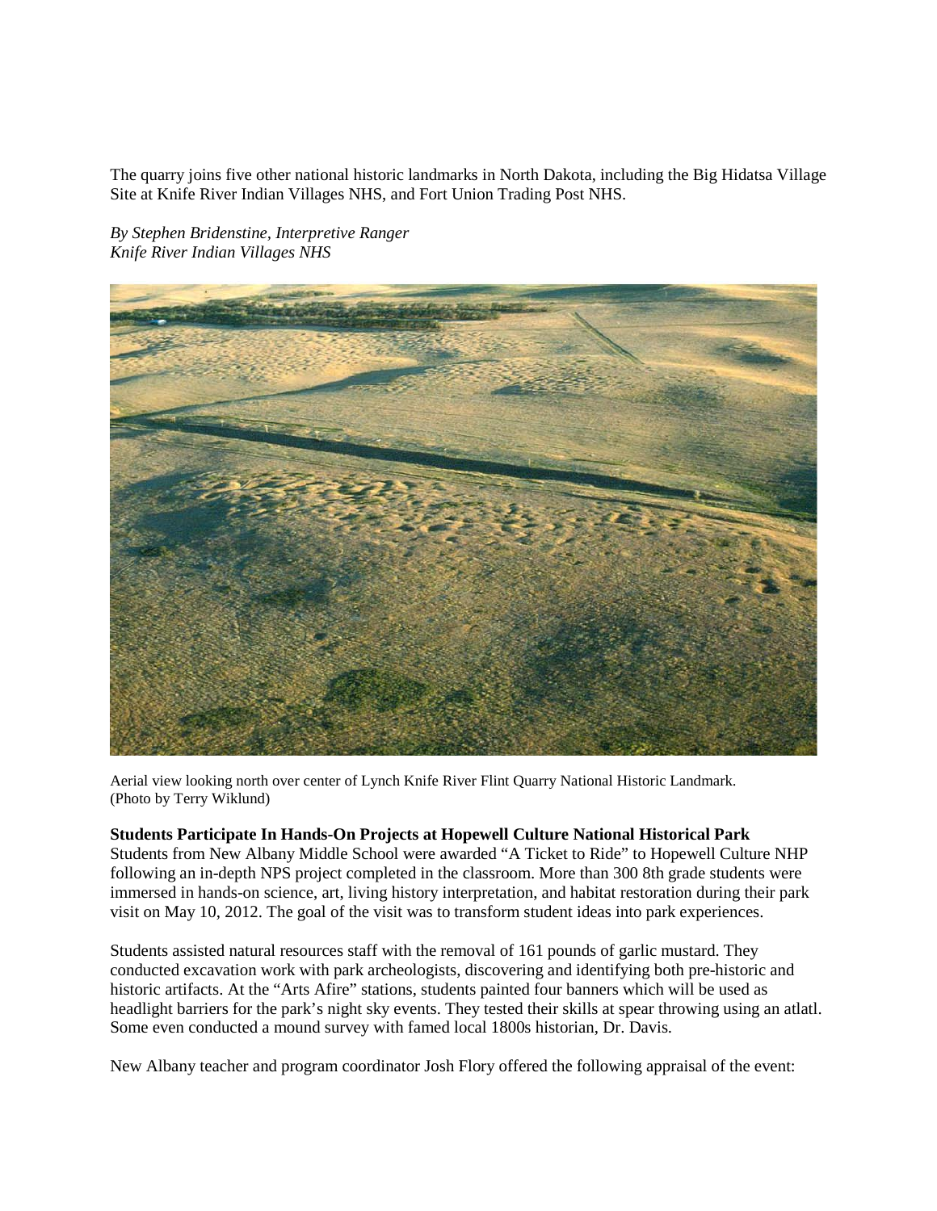The quarry joins five other national historic landmarks in North Dakota, including the Big Hidatsa Village Site at Knife River Indian Villages NHS, and Fort Union Trading Post NHS.

*By Stephen Bridenstine, Interpretive Ranger*
*Knife River Indian Villages NHS*

Aerial view looking north over center of Lynch Knife River Flint Quarry National Historic Landmark. (Photo by Terry Wiklund)

**Students Participate In Hands-On Projects at Hopewell Culture National Historical Park**

Students from New Albany Middle School were awarded "A Ticket to Ride" to Hopewell Culture NHP following an in-depth NPS project completed in the classroom. More than 300 8th grade students were immersed in hands-on science, art, living history interpretation, and habitat restoration during their park visit on May 10, 2012. The goal of the visit was to transform student ideas into park experiences.

Students assisted natural resources staff with the removal of 161 pounds of garlic mustard. They conducted excavation work with park archeologists, discovering and identifying both pre-historic and historic artifacts. At the "Arts Afire" stations, students painted four banners which will be used as headlight barriers for the park's night sky events. They tested their skills at spear throwing using an atlatl. Some even conducted a mound survey with famed local 1800s historian, Dr. Davis.

New Albany teacher and program coordinator Josh Flory offered the following appraisal of the event: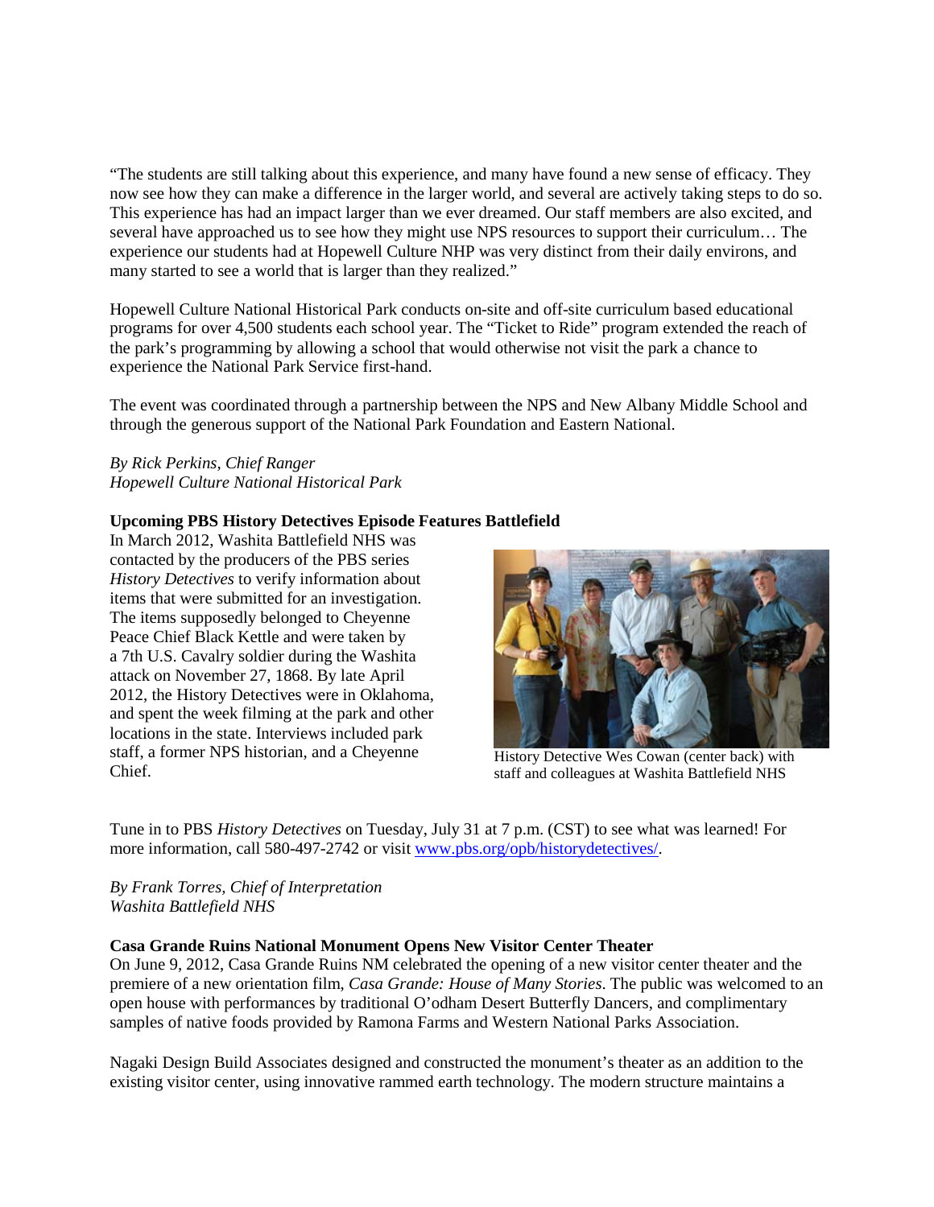"The students are still talking about this experience, and many have found a new sense of efficacy. They now see how they can make a difference in the larger world, and several are actively taking steps to do so. This experience has had an impact larger than we ever dreamed. Our staff members are also excited, and several have approached us to see how they might use NPS resources to support their curriculum… The experience our students had at Hopewell Culture NHP was very distinct from their daily environs, and many started to see a world that is larger than they realized."

Hopewell Culture National Historical Park conducts on-site and off-site curriculum based educational programs for over 4,500 students each school year. The "Ticket to Ride" program extended the reach of the park's programming by allowing a school that would otherwise not visit the park a chance to experience the National Park Service first-hand.

The event was coordinated through a partnership between the NPS and New Albany Middle School and through the generous support of the National Park Foundation and Eastern National.

*By Rick Perkins, Chief Ranger*
*Hopewell Culture National Historical Park*

**Upcoming PBS History Detectives Episode Features Battlefield**

In March 2012, Washita Battlefield NHS was contacted by the producers of the PBS series *History Detectives* to verify information about items that were submitted for an investigation. The items supposedly belonged to Cheyenne Peace Chief Black Kettle and were taken by a 7th U.S. Cavalry soldier during the Washita attack on November 27, 1868. By late April 2012, the History Detectives were in Oklahoma, and spent the week filming at the park and other locations in the state. Interviews included park staff, a former NPS historian, and a Cheyenne Chief.

History Detective Wes Cowan (center back) with staff and colleagues at Washita Battlefield NHS

Tune in to PBS *History Detectives* on Tuesday, July 31 at 7 p.m. (CST) to see what was learned! For more information, call 580-497-2742 or visit [www.pbs.org/opb/historydetectives/](http://www.pbs.org/opb/historydetectives/).

*By Frank Torres, Chief of Interpretation*
*Washita Battlefield NHS*

**Casa Grande Ruins National Monument Opens New Visitor Center Theater**

On June 9, 2012, Casa Grande Ruins NM celebrated the opening of a new visitor center theater and the premiere of a new orientation film, *Casa Grande: House of Many Stories*. The public was welcomed to an open house with performances by traditional O'odham Desert Butterfly Dancers, and complimentary samples of native foods provided by Ramona Farms and Western National Parks Association.

Nagaki Design Build Associates designed and constructed the monument's theater as an addition to the existing visitor center, using innovative rammed earth technology. The modern structure maintains a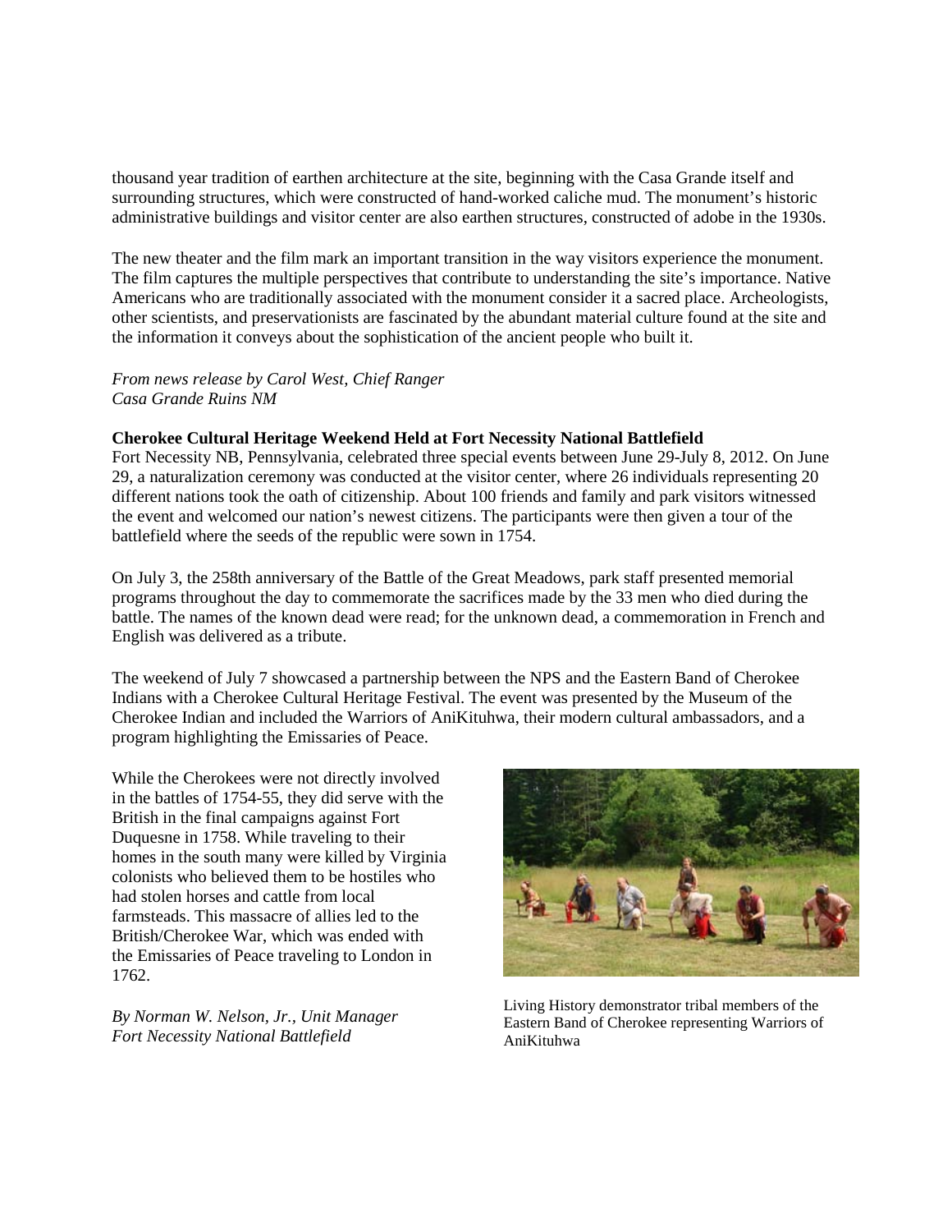thousand year tradition of earthen architecture at the site, beginning with the Casa Grande itself and surrounding structures, which were constructed of hand-worked caliche mud. The monument's historic administrative buildings and visitor center are also earthen structures, constructed of adobe in the 1930s.

The new theater and the film mark an important transition in the way visitors experience the monument. The film captures the multiple perspectives that contribute to understanding the site's importance. Native Americans who are traditionally associated with the monument consider it a sacred place. Archeologists, other scientists, and preservationists are fascinated by the abundant material culture found at the site and the information it conveys about the sophistication of the ancient people who built it.

*From news release by Carol West, Chief Ranger*
*Casa Grande Ruins NM*

**Cherokee Cultural Heritage Weekend Held at Fort Necessity National Battlefield**

Fort Necessity NB, Pennsylvania, celebrated three special events between June 29-July 8, 2012. On June 29, a naturalization ceremony was conducted at the visitor center, where 26 individuals representing 20 different nations took the oath of citizenship. About 100 friends and family and park visitors witnessed the event and welcomed our nation's newest citizens. The participants were then given a tour of the battlefield where the seeds of the republic were sown in 1754.

On July 3, the 258th anniversary of the Battle of the Great Meadows, park staff presented memorial programs throughout the day to commemorate the sacrifices made by the 33 men who died during the battle. The names of the known dead were read; for the unknown dead, a commemoration in French and English was delivered as a tribute.

The weekend of July 7 showcased a partnership between the NPS and the Eastern Band of Cherokee Indians with a Cherokee Cultural Heritage Festival. The event was presented by the Museum of the Cherokee Indian and included the Warriors of AniKituhwa, their modern cultural ambassadors, and a program highlighting the Emissaries of Peace.

While the Cherokees were not directly involved in the battles of 1754-55, they did serve with the British in the final campaigns against Fort Duquesne in 1758. While traveling to their homes in the south many were killed by Virginia colonists who believed them to be hostiles who had stolen horses and cattle from local farmsteads. This massacre of allies led to the British/Cherokee War, which was ended with the Emissaries of Peace traveling to London in 1762.

Living History demonstrator tribal members of the Eastern Band of Cherokee representing Warriors of AniKituhwa

*By Norman W. Nelson, Jr., Unit Manager*
*Fort Necessity National Battlefield*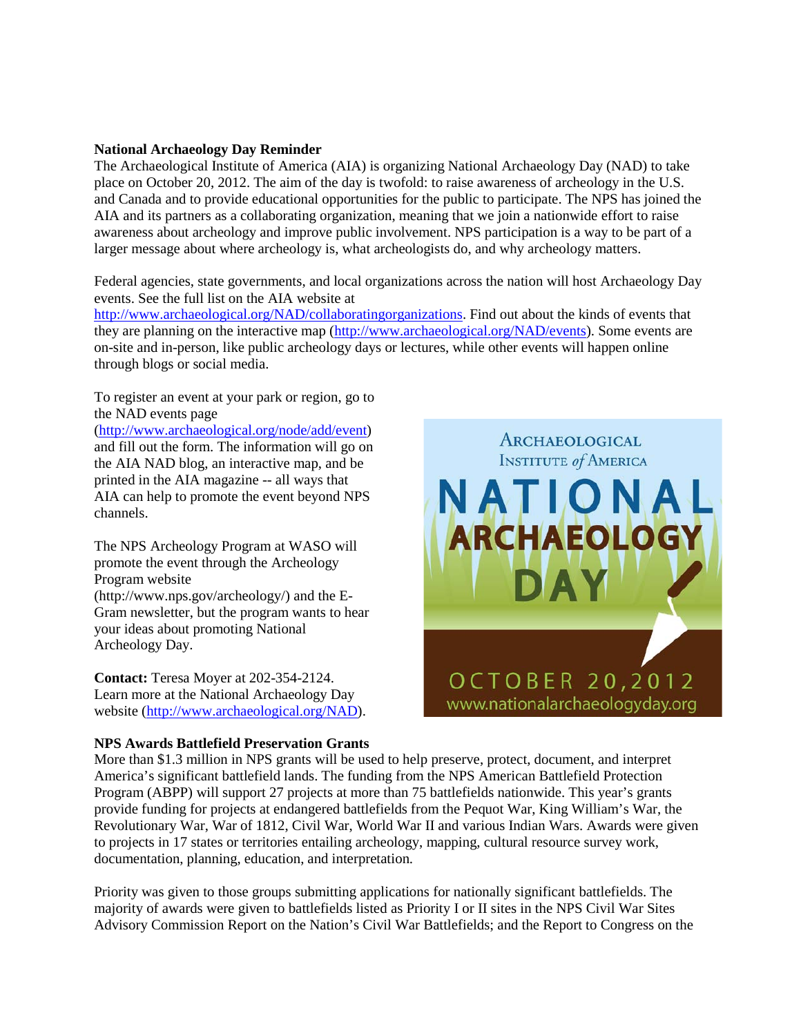**National Archaeology Day Reminder**

The Archaeological Institute of America (AIA) is organizing National Archaeology Day (NAD) to take place on October 20, 2012. The aim of the day is twofold: to raise awareness of archeology in the U.S. and Canada and to provide educational opportunities for the public to participate. The NPS has joined the AIA and its partners as a collaborating organization, meaning that we join a nationwide effort to raise awareness about archeology and improve public involvement. NPS participation is a way to be part of a larger message about where archeology is, what archeologists do, and why archeology matters.

Federal agencies, state governments, and local organizations across the nation will host Archaeology Day events. See the full list on the AIA website at http://www.archaeological.org/NAD/collaboratingorganizations. Find out about the kinds of events that they are planning on the interactive map (http://www.archaeological.org/NAD/events). Some events are on-site and in-person, like public archeology days or lectures, while other events will happen online through blogs or social media.

To register an event at your park or region, go to the NAD events page (http://www.archaeological.org/node/add/event) and fill out the form. The information will go on the AIA NAD blog, an interactive map, and be printed in the AIA magazine -- all ways that AIA can help to promote the event beyond NPS channels.

The NPS Archeology Program at WASO will promote the event through the Archeology Program website (http://www.nps.gov/archeology/) and the E-Gram newsletter, but the program wants to hear your ideas about promoting National Archeology Day.

**Contact:** Teresa Moyer at 202-354-2124. Learn more at the National Archaeology Day website (http://www.archaeological.org/NAD).

ARCHAEOLOGICAL INSTITUTE *of* AMERICA
NATIONAL ARCHAEOLOGY DAY
OCTOBER 20, 2012
www.nationalarchaeologyday.org

**NPS Awards Battlefield Preservation Grants**

More than $1.3 million in NPS grants will be used to help preserve, protect, document, and interpret America's significant battlefield lands. The funding from the NPS American Battlefield Protection Program (ABPP) will support 27 projects at more than 75 battlefields nationwide. This year's grants provide funding for projects at endangered battlefields from the Pequot War, King William's War, the Revolutionary War, War of 1812, Civil War, World War II and various Indian Wars. Awards were given to projects in 17 states or territories entailing archeology, mapping, cultural resource survey work, documentation, planning, education, and interpretation.

Priority was given to those groups submitting applications for nationally significant battlefields. The majority of awards were given to battlefields listed as Priority I or II sites in the NPS Civil War Sites Advisory Commission Report on the Nation's Civil War Battlefields; and the Report to Congress on the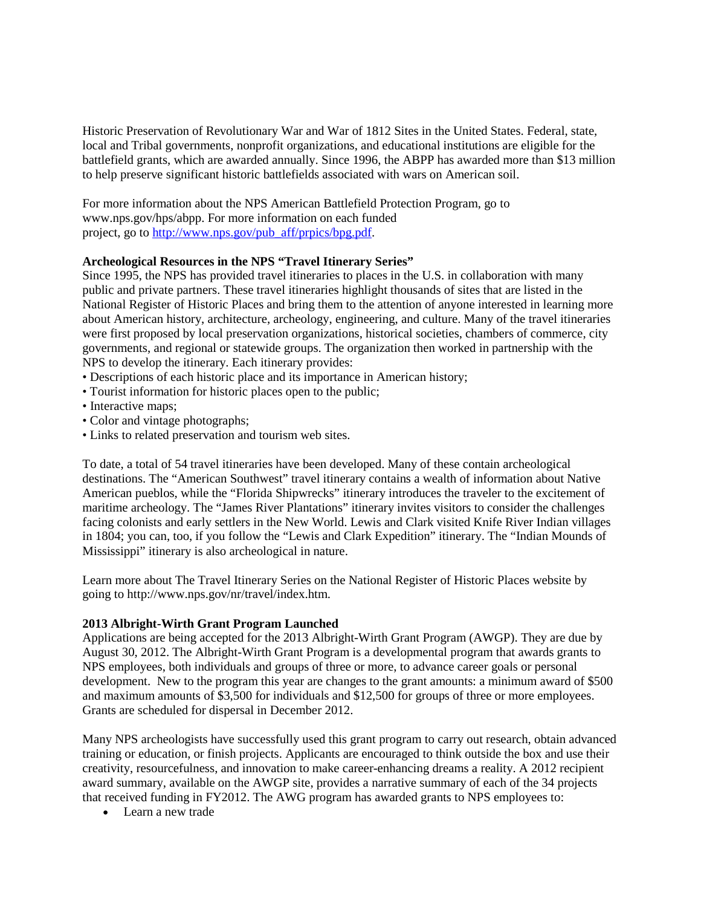Historic Preservation of Revolutionary War and War of 1812 Sites in the United States. Federal, state, local and Tribal governments, nonprofit organizations, and educational institutions are eligible for the battlefield grants, which are awarded annually. Since 1996, the ABPP has awarded more than $13 million to help preserve significant historic battlefields associated with wars on American soil.

For more information about the NPS American Battlefield Protection Program, go to www.nps.gov/hps/abpp. For more information on each funded project, go to [http://www.nps.gov/pub_aff/prpics/bpg.pdf](http://www.nps.gov/pub_aff/prpics/bpg.pdf).

**Archeological Resources in the NPS "Travel Itinerary Series"**

Since 1995, the NPS has provided travel itineraries to places in the U.S. in collaboration with many public and private partners. These travel itineraries highlight thousands of sites that are listed in the National Register of Historic Places and bring them to the attention of anyone interested in learning more about American history, architecture, archeology, engineering, and culture. Many of the travel itineraries were first proposed by local preservation organizations, historical societies, chambers of commerce, city governments, and regional or statewide groups. The organization then worked in partnership with the NPS to develop the itinerary. Each itinerary provides:

- Descriptions of each historic place and its importance in American history;
- Tourist information for historic places open to the public;
- Interactive maps;
- Color and vintage photographs;
- Links to related preservation and tourism web sites.

To date, a total of 54 travel itineraries have been developed. Many of these contain archeological destinations. The "American Southwest" travel itinerary contains a wealth of information about Native American pueblos, while the "Florida Shipwrecks" itinerary introduces the traveler to the excitement of maritime archeology. The "James River Plantations" itinerary invites visitors to consider the challenges facing colonists and early settlers in the New World. Lewis and Clark visited Knife River Indian villages in 1804; you can, too, if you follow the "Lewis and Clark Expedition" itinerary. The "Indian Mounds of Mississippi" itinerary is also archeological in nature.

Learn more about The Travel Itinerary Series on the National Register of Historic Places website by going to http://www.nps.gov/nr/travel/index.htm.

**2013 Albright-Wirth Grant Program Launched**

Applications are being accepted for the 2013 Albright-Wirth Grant Program (AWGP). They are due by August 30, 2012. The Albright-Wirth Grant Program is a developmental program that awards grants to NPS employees, both individuals and groups of three or more, to advance career goals or personal development. New to the program this year are changes to the grant amounts: a minimum award of $500 and maximum amounts of $3,500 for individuals and $12,500 for groups of three or more employees. Grants are scheduled for dispersal in December 2012.

Many NPS archeologists have successfully used this grant program to carry out research, obtain advanced training or education, or finish projects. Applicants are encouraged to think outside the box and use their creativity, resourcefulness, and innovation to make career-enhancing dreams a reality. A 2012 recipient award summary, available on the AWGP site, provides a narrative summary of each of the 34 projects that received funding in FY2012. The AWG program has awarded grants to NPS employees to:

- Learn a new trade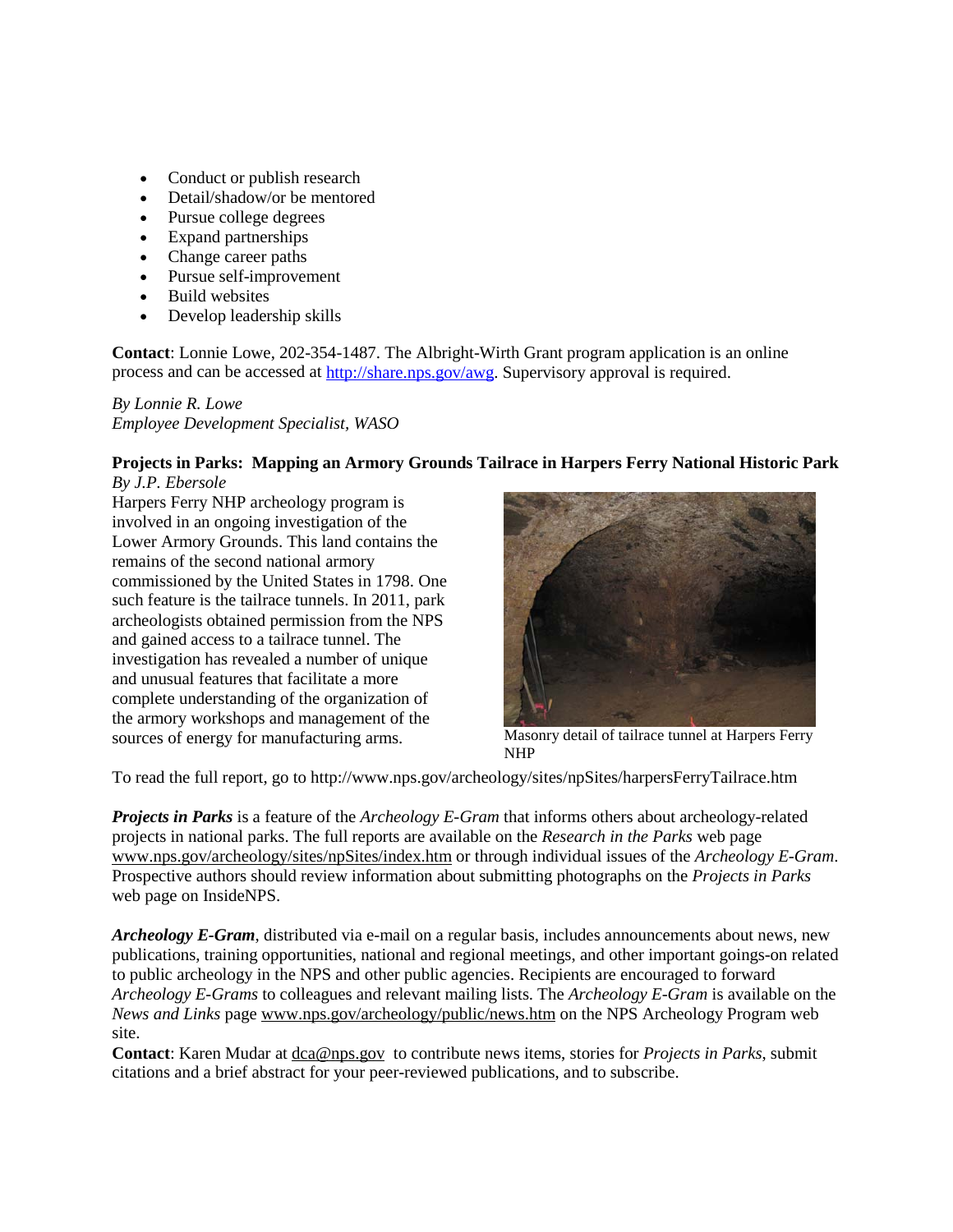- Conduct or publish research
- Detail/shadow/or be mentored
- Pursue college degrees
- Expand partnerships
- Change career paths
- Pursue self-improvement
- Build websites
- Develop leadership skills

**Contact**: Lonnie Lowe, 202-354-1487. The Albright-Wirth Grant program application is an online process and can be accessed at http://share.nps.gov/awg. Supervisory approval is required.

*By Lonnie R. Lowe*
*Employee Development Specialist, WASO*

**Projects in Parks: Mapping an Armory Grounds Tailrace in Harpers Ferry National Historic Park**

*By J.P. Ebersole*

Harpers Ferry NHP archeology program is involved in an ongoing investigation of the Lower Armory Grounds. This land contains the remains of the second national armory commissioned by the United States in 1798. One such feature is the tailrace tunnels. In 2011, park archeologists obtained permission from the NPS and gained access to a tailrace tunnel. The investigation has revealed a number of unique and unusual features that facilitate a more complete understanding of the organization of the armory workshops and management of the sources of energy for manufacturing arms.

Masonry detail of tailrace tunnel at Harpers Ferry NHP

To read the full report, go to http://www.nps.gov/archeology/sites/npSites/harpersFerryTailrace.htm

***Projects in Parks*** is a feature of the *Archeology E-Gram* that informs others about archeology-related projects in national parks. The full reports are available on the *Research in the Parks* web page www.nps.gov/archeology/sites/npSites/index.htm or through individual issues of the *Archeology E-Gram*. Prospective authors should review information about submitting photographs on the *Projects in Parks* web page on InsideNPS.

***Archeology E-Gram***, distributed via e-mail on a regular basis, includes announcements about news, new publications, training opportunities, national and regional meetings, and other important goings-on related to public archeology in the NPS and other public agencies. Recipients are encouraged to forward *Archeology E-Grams* to colleagues and relevant mailing lists. The *Archeology E-Gram* is available on the *News and Links* page www.nps.gov/archeology/public/news.htm on the NPS Archeology Program web site.

**Contact**: Karen Mudar at dca@nps.gov to contribute news items, stories for *Projects in Parks,* submit citations and a brief abstract for your peer-reviewed publications, and to subscribe.